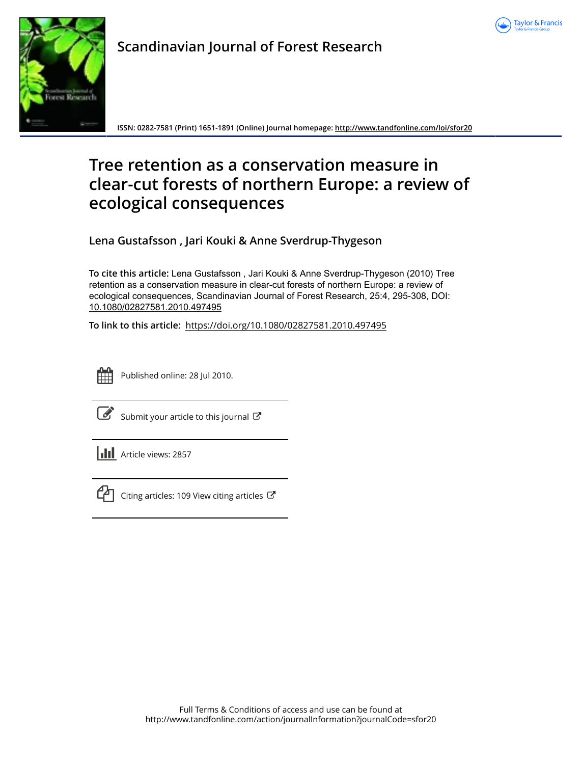Scandinavian Journal of Forest Research

ISSN: 0282-7581 (Print) 1651-1891 (Online) Journal homepage: http://www.tandfonline.com/loi/sfor20

# Tree retention as a conservation measure in clear-cut forests of northern Europe: a review of ecological consequences

**Lena Gustafsson , Jari Kouki & Anne Sverdrup-Thygeson**

**To cite this article:** Lena Gustafsson , Jari Kouki & Anne Sverdrup-Thygeson (2010) Tree retention as a conservation measure in clear-cut forests of northern Europe: a review of ecological consequences, Scandinavian Journal of Forest Research, 25:4, 295-308, DOI: 10.1080/02827581.2010.497495

**To link to this article:** https://doi.org/10.1080/02827581.2010.497495

Published online: 28 Jul 2010.

Submit your article to this journal

Article views: 2857

Citing articles: 109 View citing articles

Full Terms & Conditions of access and use can be found at
http://www.tandfonline.com/action/journalInformation?journalCode=sfor20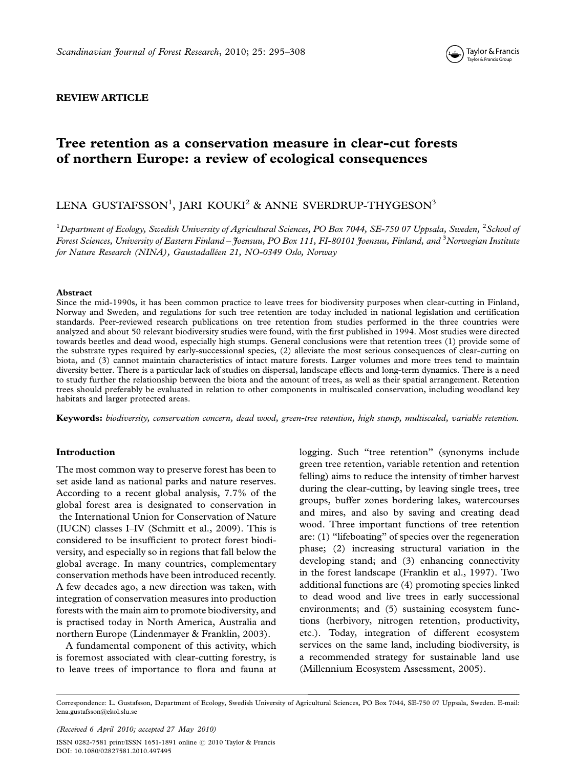REVIEW ARTICLE

# Tree retention as a conservation measure in clear-cut forests of northern Europe: a review of ecological consequences

LENA GUSTAFSSON[1], JARI KOUKI[2] & ANNE SVERDRUP-THYGESON[3]

[1]Department of Ecology, Swedish University of Agricultural Sciences, PO Box 7044, SE-750 07 Uppsala, Sweden, [2]School of Forest Sciences, University of Eastern Finland – Joensuu, PO Box 111, FI-80101 Joensuu, Finland, and [3]Norwegian Institute for Nature Research (NINA), Gaustadalléen 21, NO-0349 Oslo, Norway

### Abstract

Since the mid-1990s, it has been common practice to leave trees for biodiversity purposes when clear-cutting in Finland, Norway and Sweden, and regulations for such tree retention are today included in national legislation and certification standards. Peer-reviewed research publications on tree retention from studies performed in the three countries were analyzed and about 50 relevant biodiversity studies were found, with the first published in 1994. Most studies were directed towards beetles and dead wood, especially high stumps. General conclusions were that retention trees (1) provide some of the substrate types required by early-successional species, (2) alleviate the most serious consequences of clear-cutting on biota, and (3) cannot maintain characteristics of intact mature forests. Larger volumes and more trees tend to maintain diversity better. There is a particular lack of studies on dispersal, landscape effects and long-term dynamics. There is a need to study further the relationship between the biota and the amount of trees, as well as their spatial arrangement. Retention trees should preferably be evaluated in relation to other components in multiscaled conservation, including woodland key habitats and larger protected areas.

**Keywords:** *biodiversity, conservation concern, dead wood, green-tree retention, high stump, multiscaled, variable retention.*

## Introduction

The most common way to preserve forest has been to set aside land as national parks and nature reserves. According to a recent global analysis, 7.7% of the global forest area is designated to conservation in the International Union for Conservation of Nature (IUCN) classes I–IV (Schmitt et al., 2009). This is considered to be insufficient to protect forest biodiversity, and especially so in regions that fall below the global average. In many countries, complementary conservation methods have been introduced recently. A few decades ago, a new direction was taken, with integration of conservation measures into production forests with the main aim to promote biodiversity, and is practised today in North America, Australia and northern Europe (Lindenmayer & Franklin, 2003).

A fundamental component of this activity, which is foremost associated with clear-cutting forestry, is to leave trees of importance to flora and fauna at logging. Such "tree retention" (synonyms include green tree retention, variable retention and retention felling) aims to reduce the intensity of timber harvest during the clear-cutting, by leaving single trees, tree groups, buffer zones bordering lakes, watercourses and mires, and also by saving and creating dead wood. Three important functions of tree retention are: (1) "lifeboating" of species over the regeneration phase; (2) increasing structural variation in the developing stand; and (3) enhancing connectivity in the forest landscape (Franklin et al., 1997). Two additional functions are (4) promoting species linked to dead wood and live trees in early successional environments; and (5) sustaining ecosystem functions (herbivory, nitrogen retention, productivity, etc.). Today, integration of different ecosystem services on the same land, including biodiversity, is a recommended strategy for sustainable land use (Millennium Ecosystem Assessment, 2005).

Correspondence: L. Gustafsson, Department of Ecology, Swedish University of Agricultural Sciences, PO Box 7044, SE-750 07 Uppsala, Sweden. E-mail: lena.gustafsson@ekol.slu.se

*(Received 6 April 2010; accepted 27 May 2010)*

ISSN 0282-7581 print/ISSN 1651-1891 online © 2010 Taylor & Francis
DOI: 10.1080/02827581.2010.497495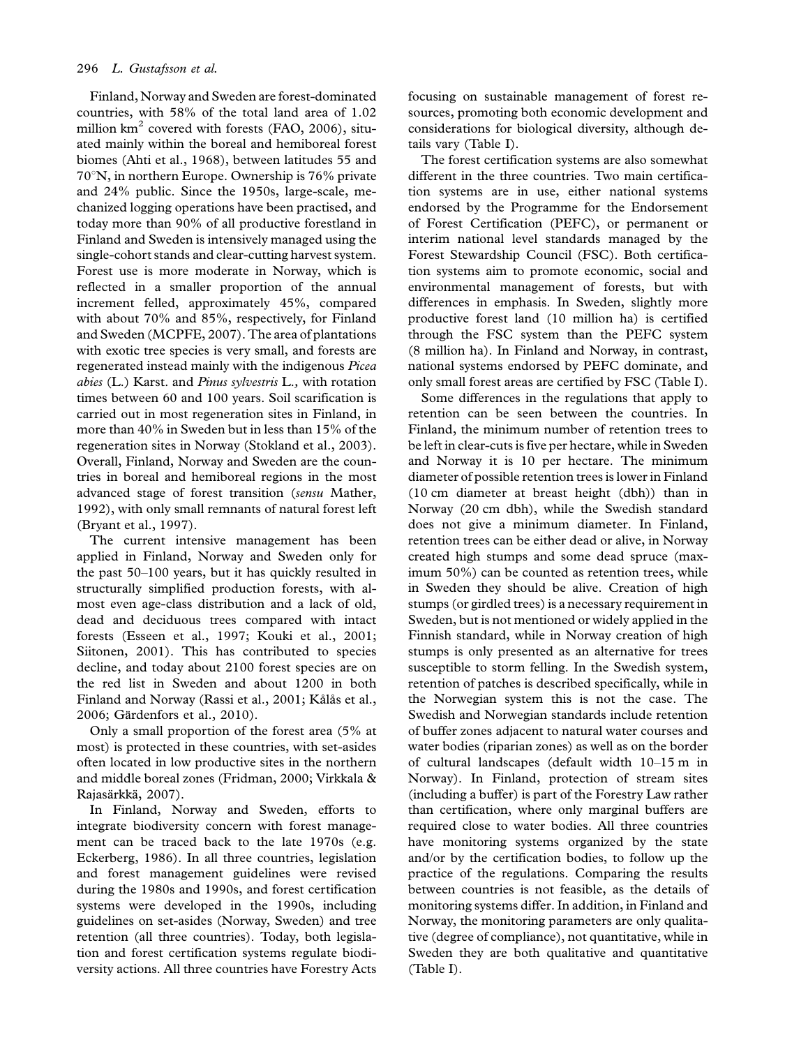Finland, Norway and Sweden are forest-dominated countries, with 58% of the total land area of 1.02 million $km^2$ covered with forests (FAO, 2006), situated mainly within the boreal and hemiboreal forest biomes (Ahti et al., 1968), between latitudes 55 and 70°N, in northern Europe. Ownership is 76% private and 24% public. Since the 1950s, large-scale, mechanized logging operations have been practised, and today more than 90% of all productive forestland in Finland and Sweden is intensively managed using the single-cohort stands and clear-cutting harvest system. Forest use is more moderate in Norway, which is reflected in a smaller proportion of the annual increment felled, approximately 45%, compared with about 70% and 85%, respectively, for Finland and Sweden (MCPFE, 2007). The area of plantations with exotic tree species is very small, and forests are regenerated instead mainly with the indigenous *Picea abies* (L.) Karst. and *Pinus sylvestris* L., with rotation times between 60 and 100 years. Soil scarification is carried out in most regeneration sites in Finland, in more than 40% in Sweden but in less than 15% of the regeneration sites in Norway (Stokland et al., 2003). Overall, Finland, Norway and Sweden are the countries in boreal and hemiboreal regions in the most advanced stage of forest transition (*sensu* Mather, 1992), with only small remnants of natural forest left (Bryant et al., 1997).

The current intensive management has been applied in Finland, Norway and Sweden only for the past 50–100 years, but it has quickly resulted in structurally simplified production forests, with almost even age-class distribution and a lack of old, dead and deciduous trees compared with intact forests (Esseen et al., 1997; Kouki et al., 2001; Siitonen, 2001). This has contributed to species decline, and today about 2100 forest species are on the red list in Sweden and about 1200 in both Finland and Norway (Rassi et al., 2001; Kålås et al., 2006; Gärdenfors et al., 2010).

Only a small proportion of the forest area (5% at most) is protected in these countries, with set-asides often located in low productive sites in the northern and middle boreal zones (Fridman, 2000; Virkkala & Rajasärkkä, 2007).

In Finland, Norway and Sweden, efforts to integrate biodiversity concern with forest management can be traced back to the late 1970s (e.g. Eckerberg, 1986). In all three countries, legislation and forest management guidelines were revised during the 1980s and 1990s, and forest certification systems were developed in the 1990s, including guidelines on set-asides (Norway, Sweden) and tree retention (all three countries). Today, both legislation and forest certification systems regulate biodiversity actions. All three countries have Forestry Acts focusing on sustainable management of forest resources, promoting both economic development and considerations for biological diversity, although details vary (Table I).

The forest certification systems are also somewhat different in the three countries. Two main certification systems are in use, either national systems endorsed by the Programme for the Endorsement of Forest Certification (PEFC), or permanent or interim national level standards managed by the Forest Stewardship Council (FSC). Both certification systems aim to promote economic, social and environmental management of forests, but with differences in emphasis. In Sweden, slightly more productive forest land (10 million ha) is certified through the FSC system than the PEFC system (8 million ha). In Finland and Norway, in contrast, national systems endorsed by PEFC dominate, and only small forest areas are certified by FSC (Table I).

Some differences in the regulations that apply to retention can be seen between the countries. In Finland, the minimum number of retention trees to be left in clear-cuts is five per hectare, while in Sweden and Norway it is 10 per hectare. The minimum diameter of possible retention trees is lower in Finland (10 cm diameter at breast height (dbh)) than in Norway (20 cm dbh), while the Swedish standard does not give a minimum diameter. In Finland, retention trees can be either dead or alive, in Norway created high stumps and some dead spruce (maximum 50%) can be counted as retention trees, while in Sweden they should be alive. Creation of high stumps (or girdled trees) is a necessary requirement in Sweden, but is not mentioned or widely applied in the Finnish standard, while in Norway creation of high stumps is only presented as an alternative for trees susceptible to storm felling. In the Swedish system, retention of patches is described specifically, while in the Norwegian system this is not the case. The Swedish and Norwegian standards include retention of buffer zones adjacent to natural water courses and water bodies (riparian zones) as well as on the border of cultural landscapes (default width 10–15 m in Norway). In Finland, protection of stream sites (including a buffer) is part of the Forestry Law rather than certification, where only marginal buffers are required close to water bodies. All three countries have monitoring systems organized by the state and/or by the certification bodies, to follow up the practice of the regulations. Comparing the results between countries is not feasible, as the details of monitoring systems differ. In addition, in Finland and Norway, the monitoring parameters are only qualitative (degree of compliance), not quantitative, while in Sweden they are both qualitative and quantitative (Table I).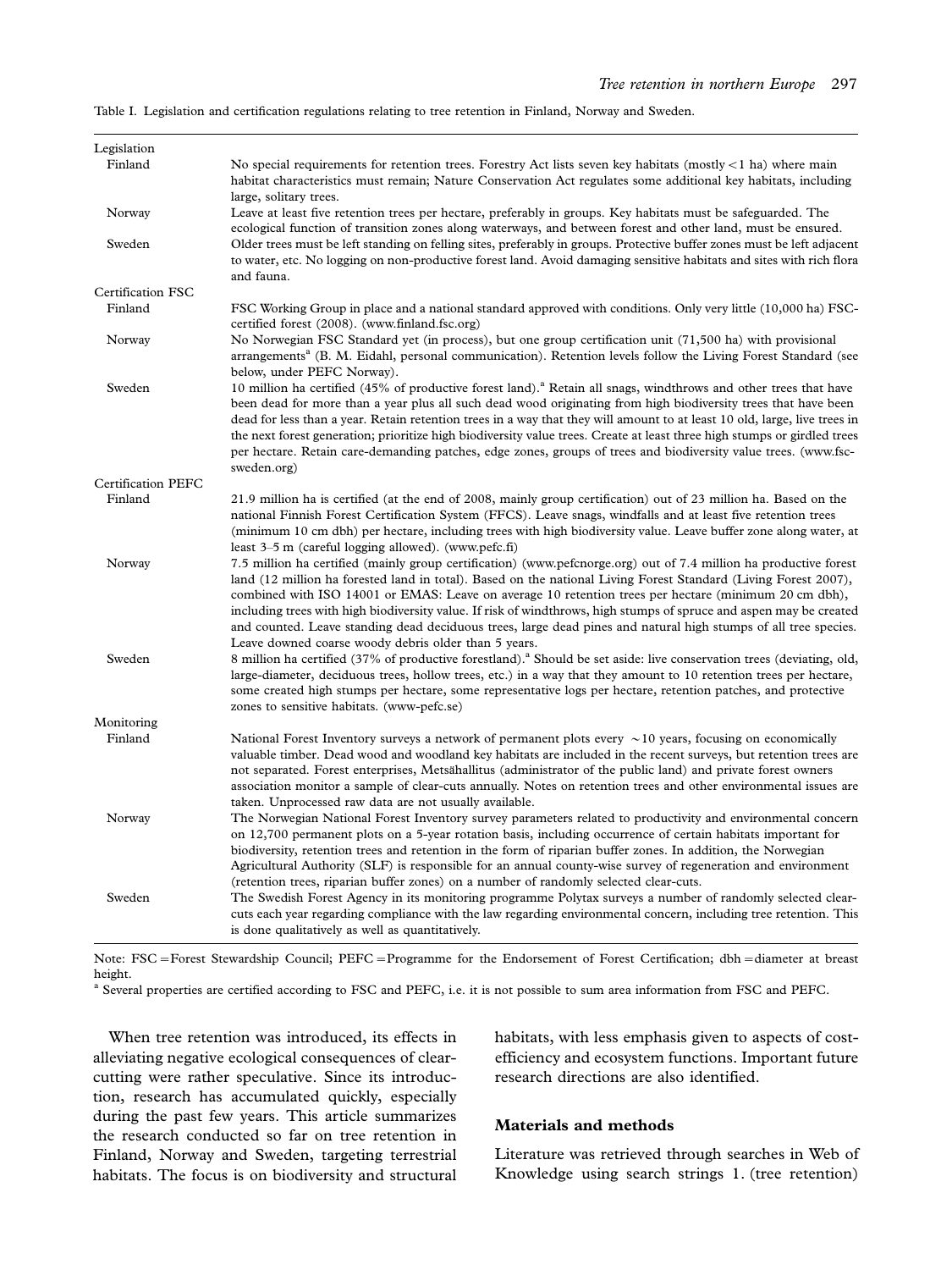Table I. Legislation and certification regulations relating to tree retention in Finland, Norway and Sweden.

| | |
|---|---|
| **Legislation** | |
| Finland | No special requirements for retention trees. Forestry Act lists seven key habitats (mostly <1 ha) where main habitat characteristics must remain; Nature Conservation Act regulates some additional key habitats, including large, solitary trees. |
| Norway | Leave at least five retention trees per hectare, preferably in groups. Key habitats must be safeguarded. The ecological function of transition zones along waterways, and between forest and other land, must be ensured. |
| Sweden | Older trees must be left standing on felling sites, preferably in groups. Protective buffer zones must be left adjacent to water, etc. No logging on non-productive forest land. Avoid damaging sensitive habitats and sites with rich flora and fauna. |
| **Certification FSC** | |
| Finland | FSC Working Group in place and a national standard approved with conditions. Only very little (10,000 ha) FSC-certified forest (2008). (www.finland.fsc.org) |
| Norway | No Norwegian FSC Standard yet (in process), but one group certification unit (71,500 ha) with provisional arrangements[a] (B. M. Eidahl, personal communication). Retention levels follow the Living Forest Standard (see below, under PEFC Norway). |
| Sweden | 10 million ha certified (45% of productive forest land).[a] Retain all snags, windthrows and other trees that have been dead for more than a year plus all such dead wood originating from high biodiversity trees that have been dead for less than a year. Retain retention trees in a way that they will amount to at least 10 old, large, live trees in the next forest generation; prioritize high biodiversity value trees. Create at least three high stumps or girdled trees per hectare. Retain care-demanding patches, edge zones, groups of trees and biodiversity value trees. (www.fsc-sweden.org) |
| **Certification PEFC** | |
| Finland | 21.9 million ha is certified (at the end of 2008, mainly group certification) out of 23 million ha. Based on the national Finnish Forest Certification System (FFCS). Leave snags, windfalls and at least five retention trees (minimum 10 cm dbh) per hectare, including trees with high biodiversity value. Leave buffer zone along water, at least 3–5 m (careful logging allowed). (www.pefc.fi) |
| Norway | 7.5 million ha certified (mainly group certification) (www.pefcnorge.org) out of 7.4 million ha productive forest land (12 million ha forested land in total). Based on the national Living Forest Standard (Living Forest 2007), combined with ISO 14001 or EMAS: Leave on average 10 retention trees per hectare (minimum 20 cm dbh), including trees with high biodiversity value. If risk of windthrows, high stumps of spruce and aspen may be created and counted. Leave standing dead deciduous trees, large dead pines and natural high stumps of all tree species. Leave downed coarse woody debris older than 5 years. |
| Sweden | 8 million ha certified (37% of productive forestland).[a] Should be set aside: live conservation trees (deviating, old, large-diameter, deciduous trees, hollow trees, etc.) in a way that they amount to 10 retention trees per hectare, some created high stumps per hectare, some representative logs per hectare, retention patches, and protective zones to sensitive habitats. (www-pefc.se) |
| **Monitoring** | |
| Finland | National Forest Inventory surveys a network of permanent plots every ~10 years, focusing on economically valuable timber. Dead wood and woodland key habitats are included in the recent surveys, but retention trees are not separated. Forest enterprises, Metsähallitus (administrator of the public land) and private forest owners association monitor a sample of clear-cuts annually. Notes on retention trees and other environmental issues are taken. Unprocessed raw data are not usually available. |
| Norway | The Norwegian National Forest Inventory survey parameters related to productivity and environmental concern on 12,700 permanent plots on a 5-year rotation basis, including occurrence of certain habitats important for biodiversity, retention trees and retention in the form of riparian buffer zones. In addition, the Norwegian Agricultural Authority (SLF) is responsible for an annual county-wise survey of regeneration and environment (retention trees, riparian buffer zones) on a number of randomly selected clear-cuts. |
| Sweden | The Swedish Forest Agency in its monitoring programme Polytax surveys a number of randomly selected clear-cuts each year regarding compliance with the law regarding environmental concern, including tree retention. This is done qualitatively as well as quantitatively. |

Note: FSC = Forest Stewardship Council; PEFC = Programme for the Endorsement of Forest Certification; dbh = diameter at breast height.

[a] Several properties are certified according to FSC and PEFC, i.e. it is not possible to sum area information from FSC and PEFC.

When tree retention was introduced, its effects in alleviating negative ecological consequences of clear-cutting were rather speculative. Since its introduction, research has accumulated quickly, especially during the past few years. This article summarizes the research conducted so far on tree retention in Finland, Norway and Sweden, targeting terrestrial habitats. The focus is on biodiversity and structural habitats, with less emphasis given to aspects of cost-efficiency and ecosystem functions. Important future research directions are also identified.

## Materials and methods

Literature was retrieved through searches in Web of Knowledge using search strings 1. (tree retention)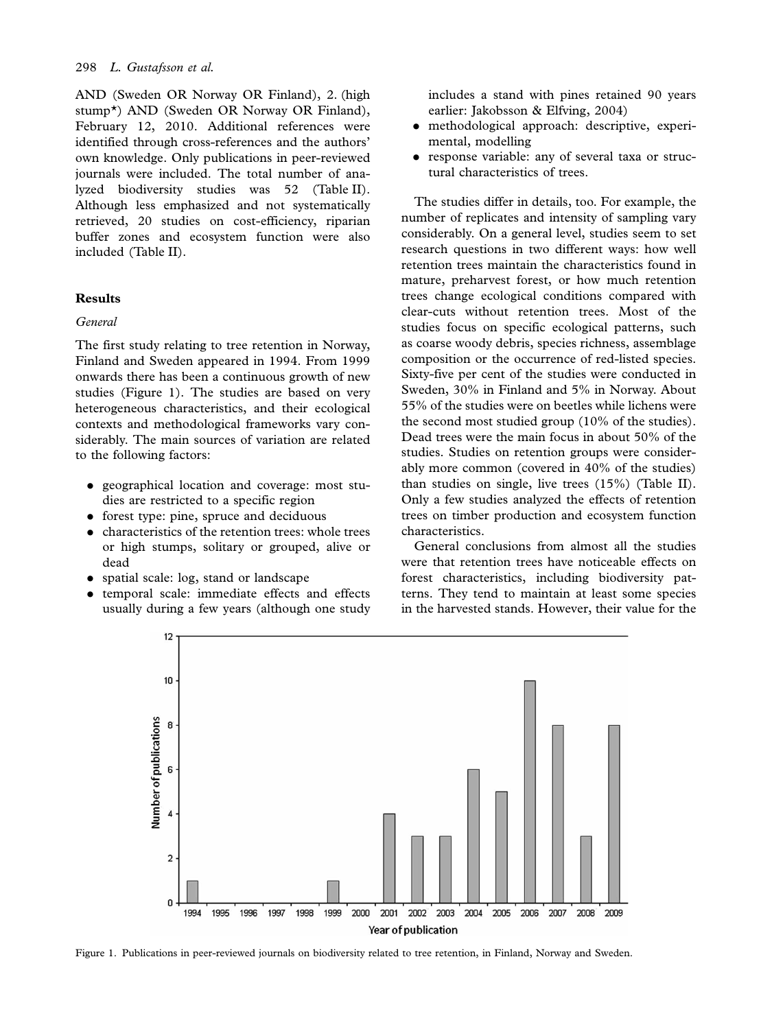AND (Sweden OR Norway OR Finland), 2. (high stump*) AND (Sweden OR Norway OR Finland), February 12, 2010. Additional references were identified through cross-references and the authors' own knowledge. Only publications in peer-reviewed journals were included. The total number of analyzed biodiversity studies was 52 (Table II). Although less emphasized and not systematically retrieved, 20 studies on cost-efficiency, riparian buffer zones and ecosystem function were also included (Table II).

## Results

### *General*

The first study relating to tree retention in Norway, Finland and Sweden appeared in 1994. From 1999 onwards there has been a continuous growth of new studies (Figure 1). The studies are based on very heterogeneous characteristics, and their ecological contexts and methodological frameworks vary considerably. The main sources of variation are related to the following factors:

- geographical location and coverage: most studies are restricted to a specific region
- forest type: pine, spruce and deciduous
- characteristics of the retention trees: whole trees or high stumps, solitary or grouped, alive or dead
- spatial scale: log, stand or landscape
- temporal scale: immediate effects and effects usually during a few years (although one study includes a stand with pines retained 90 years earlier: Jakobsson & Elfving, 2004)
- methodological approach: descriptive, experimental, modelling
- response variable: any of several taxa or structural characteristics of trees.

The studies differ in details, too. For example, the number of replicates and intensity of sampling vary considerably. On a general level, studies seem to set research questions in two different ways: how well retention trees maintain the characteristics found in mature, preharvest forest, or how much retention trees change ecological conditions compared with clear-cuts without retention trees. Most of the studies focus on specific ecological patterns, such as coarse woody debris, species richness, assemblage composition or the occurrence of red-listed species. Sixty-five per cent of the studies were conducted in Sweden, 30% in Finland and 5% in Norway. About 55% of the studies were on beetles while lichens were the second most studied group (10% of the studies). Dead trees were the main focus in about 50% of the studies. Studies on retention groups were considerably more common (covered in 40% of the studies) than studies on single, live trees (15%) (Table II). Only a few studies analyzed the effects of retention trees on timber production and ecosystem function characteristics.

General conclusions from almost all the studies were that retention trees have noticeable effects on forest characteristics, including biodiversity patterns. They tend to maintain at least some species in the harvested stands. However, their value for the

| Year of publication | Number of publications |
|---|---|
| 1994 | 1 |
| 1995 | 0 |
| 1996 | 0 |
| 1997 | 0 |
| 1998 | 0 |
| 1999 | 1 |
| 2000 | 0 |
| 2001 | 4 |
| 2002 | 3 |
| 2003 | 3 |
| 2004 | 6 |
| 2005 | 5 |
| 2006 | 10 |
| 2007 | 8 |
| 2008 | 3 |
| 2009 | 8 |

Figure 1. Publications in peer-reviewed journals on biodiversity related to tree retention, in Finland, Norway and Sweden.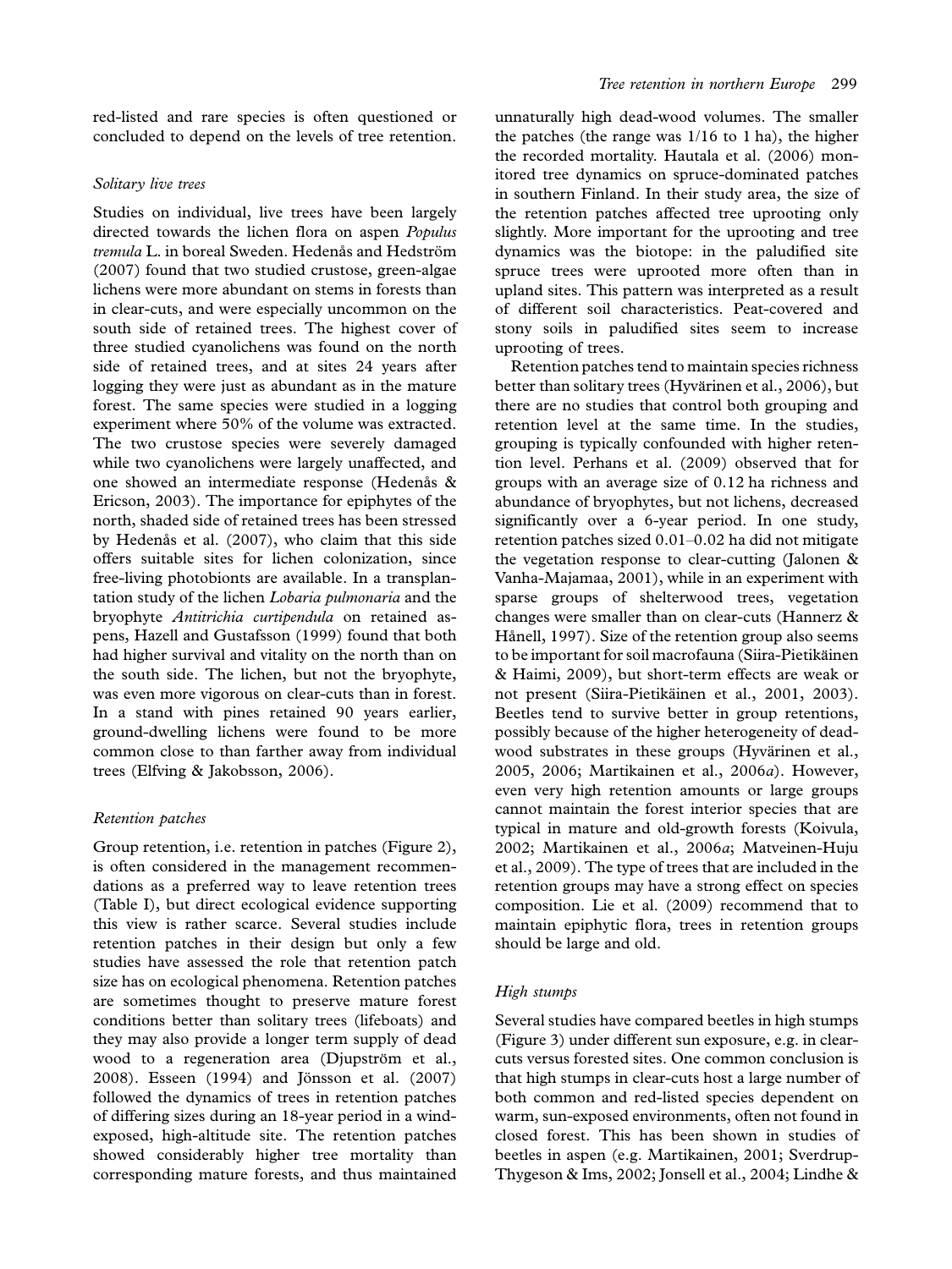red-listed and rare species is often questioned or concluded to depend on the levels of tree retention.

### *Solitary live trees*

Studies on individual, live trees have been largely directed towards the lichen flora on aspen *Populus tremula* L. in boreal Sweden. Hedenås and Hedström (2007) found that two studied crustose, green-algae lichens were more abundant on stems in forests than in clear-cuts, and were especially uncommon on the south side of retained trees. The highest cover of three studied cyanolichens was found on the north side of retained trees, and at sites 24 years after logging they were just as abundant as in the mature forest. The same species were studied in a logging experiment where 50% of the volume was extracted. The two crustose species were severely damaged while two cyanolichens were largely unaffected, and one showed an intermediate response (Hedenås & Ericson, 2003). The importance for epiphytes of the north, shaded side of retained trees has been stressed by Hedenås et al. (2007), who claim that this side offers suitable sites for lichen colonization, since free-living photobionts are available. In a transplantation study of the lichen *Lobaria pulmonaria* and the bryophyte *Antitrichia curtipendula* on retained aspens, Hazell and Gustafsson (1999) found that both had higher survival and vitality on the north than on the south side. The lichen, but not the bryophyte, was even more vigorous on clear-cuts than in forest. In a stand with pines retained 90 years earlier, ground-dwelling lichens were found to be more common close to than farther away from individual trees (Elfving & Jakobsson, 2006).

### *Retention patches*

Group retention, i.e. retention in patches (Figure 2), is often considered in the management recommendations as a preferred way to leave retention trees (Table I), but direct ecological evidence supporting this view is rather scarce. Several studies include retention patches in their design but only a few studies have assessed the role that retention patch size has on ecological phenomena. Retention patches are sometimes thought to preserve mature forest conditions better than solitary trees (lifeboats) and they may also provide a longer term supply of dead wood to a regeneration area (Djupström et al., 2008). Esseen (1994) and Jönsson et al. (2007) followed the dynamics of trees in retention patches of differing sizes during an 18-year period in a wind-exposed, high-altitude site. The retention patches showed considerably higher tree mortality than corresponding mature forests, and thus maintained unnaturally high dead-wood volumes. The smaller the patches (the range was 1/16 to 1 ha), the higher the recorded mortality. Hautala et al. (2006) monitored tree dynamics on spruce-dominated patches in southern Finland. In their study area, the size of the retention patches affected tree uprooting only slightly. More important for the uprooting and tree dynamics was the biotope: in the paludified site spruce trees were uprooted more often than in upland sites. This pattern was interpreted as a result of different soil characteristics. Peat-covered and stony soils in paludified sites seem to increase uprooting of trees.

Retention patches tend to maintain species richness better than solitary trees (Hyvärinen et al., 2006), but there are no studies that control both grouping and retention level at the same time. In the studies, grouping is typically confounded with higher retention level. Perhans et al. (2009) observed that for groups with an average size of 0.12 ha richness and abundance of bryophytes, but not lichens, decreased significantly over a 6-year period. In one study, retention patches sized 0.01–0.02 ha did not mitigate the vegetation response to clear-cutting (Jalonen & Vanha-Majamaa, 2001), while in an experiment with sparse groups of shelterwood trees, vegetation changes were smaller than on clear-cuts (Hannerz & Hånell, 1997). Size of the retention group also seems to be important for soil macrofauna (Siira-Pietikäinen & Haimi, 2009), but short-term effects are weak or not present (Siira-Pietikäinen et al., 2001, 2003). Beetles tend to survive better in group retentions, possibly because of the higher heterogeneity of dead-wood substrates in these groups (Hyvärinen et al., 2005, 2006; Martikainen et al., 2006*a*). However, even very high retention amounts or large groups cannot maintain the forest interior species that are typical in mature and old-growth forests (Koivula, 2002; Martikainen et al., 2006*a*; Matveinen-Huju et al., 2009). The type of trees that are included in the retention groups may have a strong effect on species composition. Lie et al. (2009) recommend that to maintain epiphytic flora, trees in retention groups should be large and old.

### *High stumps*

Several studies have compared beetles in high stumps (Figure 3) under different sun exposure, e.g. in clear-cuts versus forested sites. One common conclusion is that high stumps in clear-cuts host a large number of both common and red-listed species dependent on warm, sun-exposed environments, often not found in closed forest. This has been shown in studies of beetles in aspen (e.g. Martikainen, 2001; Sverdrup-Thygeson & Ims, 2002; Jonsell et al., 2004; Lindhe &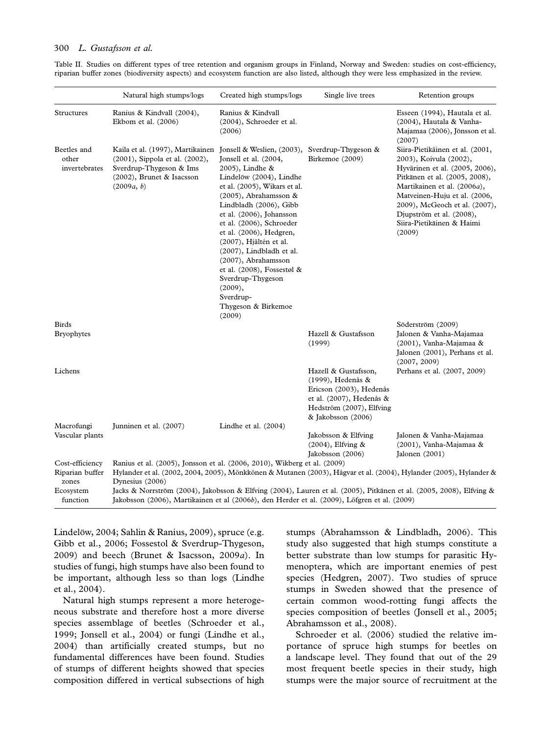Table II. Studies on different types of tree retention and organism groups in Finland, Norway and Sweden: studies on cost-efficiency, riparian buffer zones (biodiversity aspects) and ecosystem function are also listed, although they were less emphasized in the review.

| | Natural high stumps/logs | Created high stumps/logs | Single live trees | Retention groups |
|---|---|---|---|---|
| Structures | Ranius & Kindvall (2004), Ekbom et al. (2006) | Ranius & Kindvall (2004), Schroeder et al. (2006) | | Esseen (1994), Hautala et al. (2004), Hautala & Vanha-Majamaa (2006), Jönsson et al. (2007) |
| Beetles and other invertebrates | Kaila et al. (1997), Martikainen (2001), Sippola et al. (2002), Sverdrup-Thygeson & Ims (2002), Brunet & Isacsson (2009*a*, *b*) | Jonsell & Weslien, (2003), Jonsell et al. (2004, 2005), Lindhe & Lindelöw (2004), Lindhe et al. (2005), Wikars et al. (2005), Abrahamsson & Lindbladh (2006), Gibb et al. (2006), Johansson et al. (2006), Schroeder et al. (2006), Hedgren, (2007), Hjältén et al. (2007), Lindbladh et al. (2007), Abrahamsson et al. (2008), Fossestøl & Sverdrup-Thygeson (2009), Sverdrup-Thygeson & Birkemoe (2009) | Sverdrup-Thygeson & Birkemoe (2009) | Siira-Pietikäinen et al. (2001, 2003), Koivula (2002), Hyvärinen et al. (2005, 2006), Pitkänen et al. (2005, 2008), Martikainen et al. (2006*a*), Matveinen-Huju et al. (2006, 2009), McGeoch et al. (2007), Djupström et al. (2008), Siira-Pietikäinen & Haimi (2009) |
| Birds | | | | Söderström (2009) |
| Bryophytes | | | Hazell & Gustafsson (1999) | Jalonen & Vanha-Majamaa (2001), Vanha-Majamaa & Jalonen (2001), Perhans et al. (2007, 2009) |
| Lichens | | | Hazell & Gustafsson, (1999), Hedenås & Ericson (2003), Hedenås et al. (2007), Hedenås & Hedström (2007), Elfving & Jakobsson (2006) | Perhans et al. (2007, 2009) |
| Macrofungi | Junninen et al. (2007) | Lindhe et al. (2004) | | |
| Vascular plants | | | Jakobsson & Elfving (2004), Elfving & Jakobsson (2006) | Jalonen & Vanha-Majamaa (2001), Vanha-Majamaa & Jalonen (2001) |
| Cost-efficiency | Ranius et al. (2005), Jonsson et al. (2006, 2010), Wikberg et al. (2009) | | | |
| Riparian buffer zones | Hylander et al. (2002, 2004, 2005), Mönkkönen & Mutanen (2003), Hågvar et al. (2004), Hylander (2005), Hylander & Dynesius (2006) | | | |
| Ecosystem function | Jacks & Norrström (2004), Jakobsson & Elfving (2004), Lauren et al. (2005), Pitkänen et al. (2005, 2008), Elfving & Jakobsson (2006), Martikainen et al (2006*b*), den Herder et al. (2009), Löfgren et al. (2009) | | | |

Lindelöw, 2004; Sahlin & Ranius, 2009), spruce (e.g. Gibb et al., 2006; Fossestol & Sverdrup-Thygeson, 2009) and beech (Brunet & Isacsson, 2009*a*). In studies of fungi, high stumps have also been found to be important, although less so than logs (Lindhe et al., 2004).

Natural high stumps represent a more heterogeneous substrate and therefore host a more diverse species assemblage of beetles (Schroeder et al., 1999; Jonsell et al., 2004) or fungi (Lindhe et al., 2004) than artificially created stumps, but no fundamental differences have been found. Studies of stumps of different heights showed that species composition differed in vertical subsections of high stumps (Abrahamsson & Lindbladh, 2006). This study also suggested that high stumps constitute a better substrate than low stumps for parasitic Hymenoptera, which are important enemies of pest species (Hedgren, 2007). Two studies of spruce stumps in Sweden showed that the presence of certain common wood-rotting fungi affects the species composition of beetles (Jonsell et al., 2005; Abrahamsson et al., 2008).

Schroeder et al. (2006) studied the relative importance of spruce high stumps for beetles on a landscape level. They found that out of the 29 most frequent beetle species in their study, high stumps were the major source of recruitment at the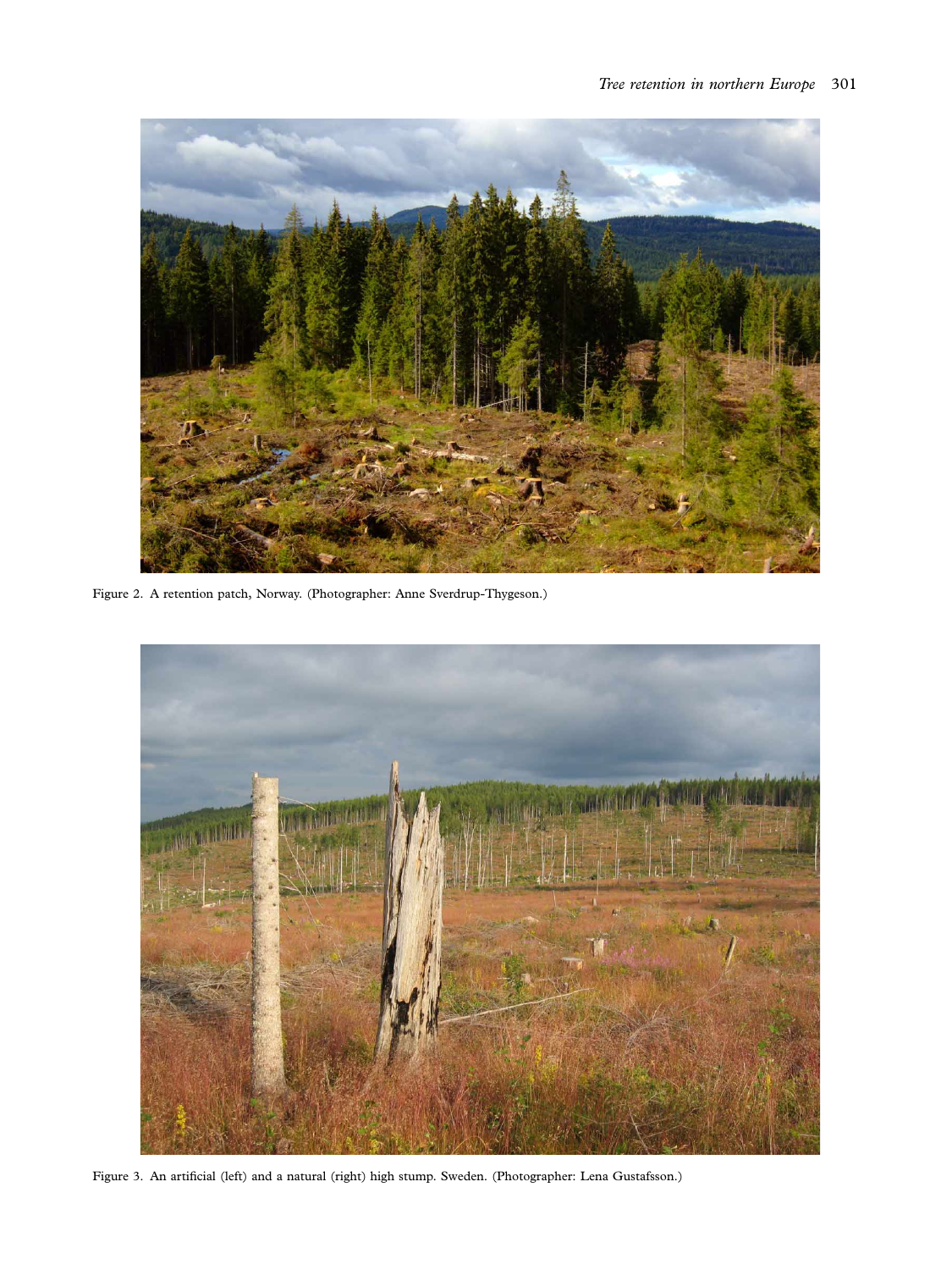Figure 2. A retention patch, Norway. (Photographer: Anne Sverdrup-Thygeson.)

Figure 3. An artificial (left) and a natural (right) high stump. Sweden. (Photographer: Lena Gustafsson.)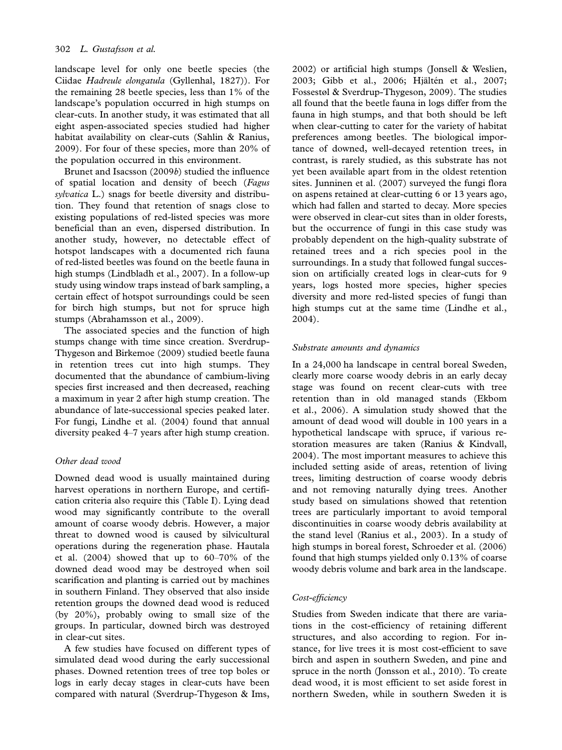landscape level for only one beetle species (the Ciidae *Hadreule elongatula* (Gyllenhal, 1827)). For the remaining 28 beetle species, less than 1% of the landscape's population occurred in high stumps on clear-cuts. In another study, it was estimated that all eight aspen-associated species studied had higher habitat availability on clear-cuts (Sahlin & Ranius, 2009). For four of these species, more than 20% of the population occurred in this environment.

Brunet and Isacsson (2009*b*) studied the influence of spatial location and density of beech (*Fagus sylvatica* L.) snags for beetle diversity and distribution. They found that retention of snags close to existing populations of red-listed species was more beneficial than an even, dispersed distribution. In another study, however, no detectable effect of hotspot landscapes with a documented rich fauna of red-listed beetles was found on the beetle fauna in high stumps (Lindbladh et al., 2007). In a follow-up study using window traps instead of bark sampling, a certain effect of hotspot surroundings could be seen for birch high stumps, but not for spruce high stumps (Abrahamsson et al., 2009).

The associated species and the function of high stumps change with time since creation. Sverdrup-Thygeson and Birkemoe (2009) studied beetle fauna in retention trees cut into high stumps. They documented that the abundance of cambium-living species first increased and then decreased, reaching a maximum in year 2 after high stump creation. The abundance of late-successional species peaked later. For fungi, Lindhe et al. (2004) found that annual diversity peaked 4–7 years after high stump creation.

### *Other dead wood*

Downed dead wood is usually maintained during harvest operations in northern Europe, and certification criteria also require this (Table I). Lying dead wood may significantly contribute to the overall amount of coarse woody debris. However, a major threat to downed wood is caused by silvicultural operations during the regeneration phase. Hautala et al. (2004) showed that up to 60–70% of the downed dead wood may be destroyed when soil scarification and planting is carried out by machines in southern Finland. They observed that also inside retention groups the downed dead wood is reduced (by 20%), probably owing to small size of the groups. In particular, downed birch was destroyed in clear-cut sites.

A few studies have focused on different types of simulated dead wood during the early successional phases. Downed retention trees of tree top boles or logs in early decay stages in clear-cuts have been compared with natural (Sverdrup-Thygeson & Ims, 2002) or artificial high stumps (Jonsell & Weslien, 2003; Gibb et al., 2006; Hjältén et al., 2007; Fossestøl & Sverdrup-Thygeson, 2009). The studies all found that the beetle fauna in logs differ from the fauna in high stumps, and that both should be left when clear-cutting to cater for the variety of habitat preferences among beetles. The biological importance of downed, well-decayed retention trees, in contrast, is rarely studied, as this substrate has not yet been available apart from in the oldest retention sites. Junninen et al. (2007) surveyed the fungi flora on aspens retained at clear-cutting 6 or 13 years ago, which had fallen and started to decay. More species were observed in clear-cut sites than in older forests, but the occurrence of fungi in this case study was probably dependent on the high-quality substrate of retained trees and a rich species pool in the surroundings. In a study that followed fungal succession on artificially created logs in clear-cuts for 9 years, logs hosted more species, higher species diversity and more red-listed species of fungi than high stumps cut at the same time (Lindhe et al., 2004).

### *Substrate amounts and dynamics*

In a 24,000 ha landscape in central boreal Sweden, clearly more coarse woody debris in an early decay stage was found on recent clear-cuts with tree retention than in old managed stands (Ekbom et al., 2006). A simulation study showed that the amount of dead wood will double in 100 years in a hypothetical landscape with spruce, if various restoration measures are taken (Ranius & Kindvall, 2004). The most important measures to achieve this included setting aside of areas, retention of living trees, limiting destruction of coarse woody debris and not removing naturally dying trees. Another study based on simulations showed that retention trees are particularly important to avoid temporal discontinuities in coarse woody debris availability at the stand level (Ranius et al., 2003). In a study of high stumps in boreal forest, Schroeder et al. (2006) found that high stumps yielded only 0.13% of coarse woody debris volume and bark area in the landscape.

### *Cost-efficiency*

Studies from Sweden indicate that there are variations in the cost-efficiency of retaining different structures, and also according to region. For instance, for live trees it is most cost-efficient to save birch and aspen in southern Sweden, and pine and spruce in the north (Jonsson et al., 2010). To create dead wood, it is most efficient to set aside forest in northern Sweden, while in southern Sweden it is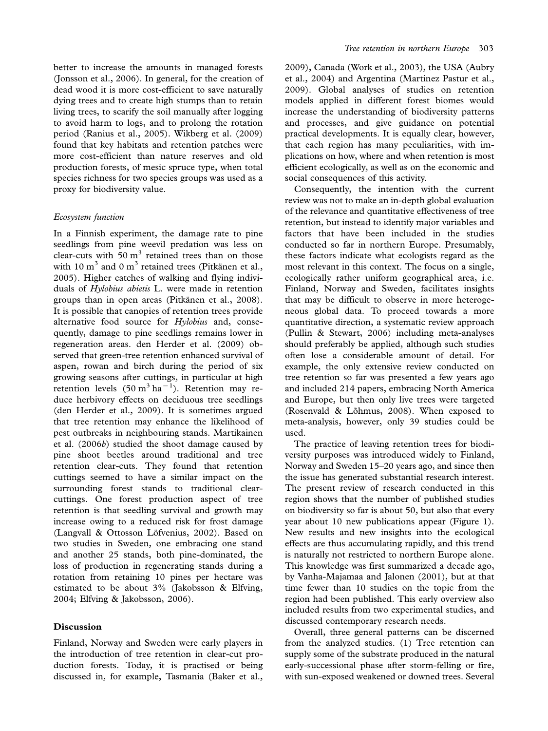better to increase the amounts in managed forests (Jonsson et al., 2006). In general, for the creation of dead wood it is more cost-efficient to save naturally dying trees and to create high stumps than to retain living trees, to scarify the soil manually after logging to avoid harm to logs, and to prolong the rotation period (Ranius et al., 2005). Wikberg et al. (2009) found that key habitats and retention patches were more cost-efficient than nature reserves and old production forests, of mesic spruce type, when total species richness for two species groups was used as a proxy for biodiversity value.

*Ecosystem function*

In a Finnish experiment, the damage rate to pine seedlings from pine weevil predation was less on clear-cuts with 50 $m^3$ retained trees than on those with 10 $m^3$ and 0 $m^3$ retained trees (Pitkänen et al., 2005). Higher catches of walking and flying individuals of *Hylobius abietis* L. were made in retention groups than in open areas (Pitkänen et al., 2008). It is possible that canopies of retention trees provide alternative food source for *Hylobius* and, consequently, damage to pine seedlings remains lower in regeneration areas. den Herder et al. (2009) observed that green-tree retention enhanced survival of aspen, rowan and birch during the period of six growing seasons after cuttings, in particular at high retention levels (50 $m^3$ $ha^{-1}$). Retention may reduce herbivory effects on deciduous tree seedlings (den Herder et al., 2009). It is sometimes argued that tree retention may enhance the likelihood of pest outbreaks in neighbouring stands. Martikainen et al. (2006*b*) studied the shoot damage caused by pine shoot beetles around traditional and tree retention clear-cuts. They found that retention cuttings seemed to have a similar impact on the surrounding forest stands to traditional clear-cuttings. One forest production aspect of tree retention is that seedling survival and growth may increase owing to a reduced risk for frost damage (Langvall & Ottosson Löfvenius, 2002). Based on two studies in Sweden, one embracing one stand and another 25 stands, both pine-dominated, the loss of production in regenerating stands during a rotation from retaining 10 pines per hectare was estimated to be about 3% (Jakobsson & Elfving, 2004; Elfving & Jakobsson, 2006).

## Discussion

Finland, Norway and Sweden were early players in the introduction of tree retention in clear-cut production forests. Today, it is practised or being discussed in, for example, Tasmania (Baker et al., 2009), Canada (Work et al., 2003), the USA (Aubry et al., 2004) and Argentina (Martinez Pastur et al., 2009). Global analyses of studies on retention models applied in different forest biomes would increase the understanding of biodiversity patterns and processes, and give guidance on potential practical developments. It is equally clear, however, that each region has many peculiarities, with implications on how, where and when retention is most efficient ecologically, as well as on the economic and social consequences of this activity.

Consequently, the intention with the current review was not to make an in-depth global evaluation of the relevance and quantitative effectiveness of tree retention, but instead to identify major variables and factors that have been included in the studies conducted so far in northern Europe. Presumably, these factors indicate what ecologists regard as the most relevant in this context. The focus on a single, ecologically rather uniform geographical area, i.e. Finland, Norway and Sweden, facilitates insights that may be difficult to observe in more heterogeneous global data. To proceed towards a more quantitative direction, a systematic review approach (Pullin & Stewart, 2006) including meta-analyses should preferably be applied, although such studies often lose a considerable amount of detail. For example, the only extensive review conducted on tree retention so far was presented a few years ago and included 214 papers, embracing North America and Europe, but then only live trees were targeted (Rosenvald & Lõhmus, 2008). When exposed to meta-analysis, however, only 39 studies could be used.

The practice of leaving retention trees for biodiversity purposes was introduced widely to Finland, Norway and Sweden 15–20 years ago, and since then the issue has generated substantial research interest. The present review of research conducted in this region shows that the number of published studies on biodiversity so far is about 50, but also that every year about 10 new publications appear (Figure 1). New results and new insights into the ecological effects are thus accumulating rapidly, and this trend is naturally not restricted to northern Europe alone. This knowledge was first summarized a decade ago, by Vanha-Majamaa and Jalonen (2001), but at that time fewer than 10 studies on the topic from the region had been published. This early overview also included results from two experimental studies, and discussed contemporary research needs.

Overall, three general patterns can be discerned from the analyzed studies. (1) Tree retention can supply some of the substrate produced in the natural early-successional phase after storm-felling or fire, with sun-exposed weakened or downed trees. Several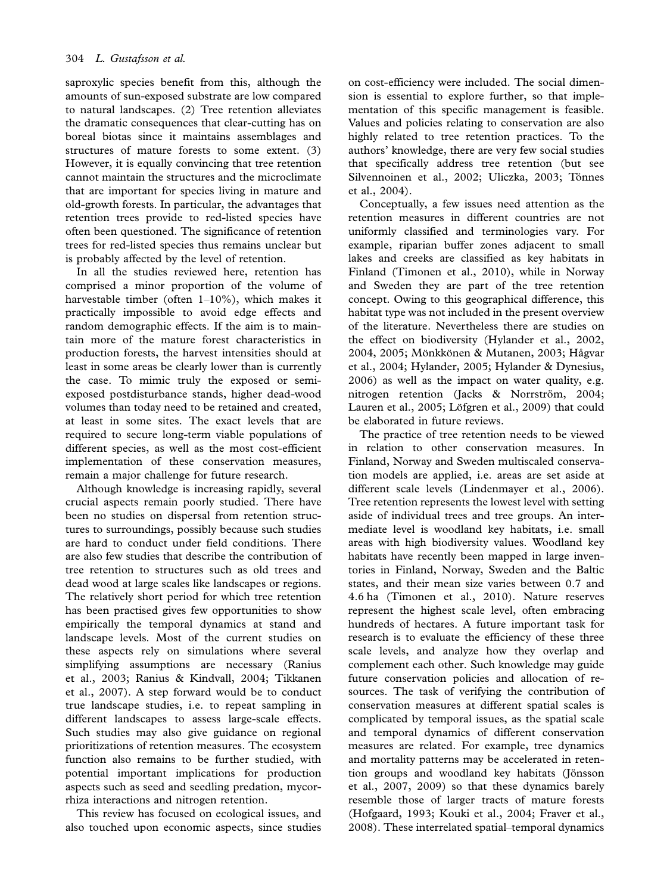saproxylic species benefit from this, although the amounts of sun-exposed substrate are low compared to natural landscapes. (2) Tree retention alleviates the dramatic consequences that clear-cutting has on boreal biotas since it maintains assemblages and structures of mature forests to some extent. (3) However, it is equally convincing that tree retention cannot maintain the structures and the microclimate that are important for species living in mature and old-growth forests. In particular, the advantages that retention trees provide to red-listed species have often been questioned. The significance of retention trees for red-listed species thus remains unclear but is probably affected by the level of retention.

In all the studies reviewed here, retention has comprised a minor proportion of the volume of harvestable timber (often 1–10%), which makes it practically impossible to avoid edge effects and random demographic effects. If the aim is to maintain more of the mature forest characteristics in production forests, the harvest intensities should at least in some areas be clearly lower than is currently the case. To mimic truly the exposed or semi-exposed postdisturbance stands, higher dead-wood volumes than today need to be retained and created, at least in some sites. The exact levels that are required to secure long-term viable populations of different species, as well as the most cost-efficient implementation of these conservation measures, remain a major challenge for future research.

Although knowledge is increasing rapidly, several crucial aspects remain poorly studied. There have been no studies on dispersal from retention structures to surroundings, possibly because such studies are hard to conduct under field conditions. There are also few studies that describe the contribution of tree retention to structures such as old trees and dead wood at large scales like landscapes or regions. The relatively short period for which tree retention has been practised gives few opportunities to show empirically the temporal dynamics at stand and landscape levels. Most of the current studies on these aspects rely on simulations where several simplifying assumptions are necessary (Ranius et al., 2003; Ranius & Kindvall, 2004; Tikkanen et al., 2007). A step forward would be to conduct true landscape studies, i.e. to repeat sampling in different landscapes to assess large-scale effects. Such studies may also give guidance on regional prioritizations of retention measures. The ecosystem function also remains to be further studied, with potential important implications for production aspects such as seed and seedling predation, mycorrhiza interactions and nitrogen retention.

This review has focused on ecological issues, and also touched upon economic aspects, since studies on cost-efficiency were included. The social dimension is essential to explore further, so that implementation of this specific management is feasible. Values and policies relating to conservation are also highly related to tree retention practices. To the authors' knowledge, there are very few social studies that specifically address tree retention (but see Silvennoinen et al., 2002; Uliczka, 2003; Tönnes et al., 2004).

Conceptually, a few issues need attention as the retention measures in different countries are not uniformly classified and terminologies vary. For example, riparian buffer zones adjacent to small lakes and creeks are classified as key habitats in Finland (Timonen et al., 2010), while in Norway and Sweden they are part of the tree retention concept. Owing to this geographical difference, this habitat type was not included in the present overview of the literature. Nevertheless there are studies on the effect on biodiversity (Hylander et al., 2002, 2004, 2005; Mönkkönen & Mutanen, 2003; Hågvar et al., 2004; Hylander, 2005; Hylander & Dynesius, 2006) as well as the impact on water quality, e.g. nitrogen retention (Jacks & Norrström, 2004; Lauren et al., 2005; Löfgren et al., 2009) that could be elaborated in future reviews.

The practice of tree retention needs to be viewed in relation to other conservation measures. In Finland, Norway and Sweden multiscaled conservation models are applied, i.e. areas are set aside at different scale levels (Lindenmayer et al., 2006). Tree retention represents the lowest level with setting aside of individual trees and tree groups. An intermediate level is woodland key habitats, i.e. small areas with high biodiversity values. Woodland key habitats have recently been mapped in large inventories in Finland, Norway, Sweden and the Baltic states, and their mean size varies between 0.7 and 4.6 ha (Timonen et al., 2010). Nature reserves represent the highest scale level, often embracing hundreds of hectares. A future important task for research is to evaluate the efficiency of these three scale levels, and analyze how they overlap and complement each other. Such knowledge may guide future conservation policies and allocation of resources. The task of verifying the contribution of conservation measures at different spatial scales is complicated by temporal issues, as the spatial scale and temporal dynamics of different conservation measures are related. For example, tree dynamics and mortality patterns may be accelerated in retention groups and woodland key habitats (Jönsson et al., 2007, 2009) so that these dynamics barely resemble those of larger tracts of mature forests (Hofgaard, 1993; Kouki et al., 2004; Fraver et al., 2008). These interrelated spatial–temporal dynamics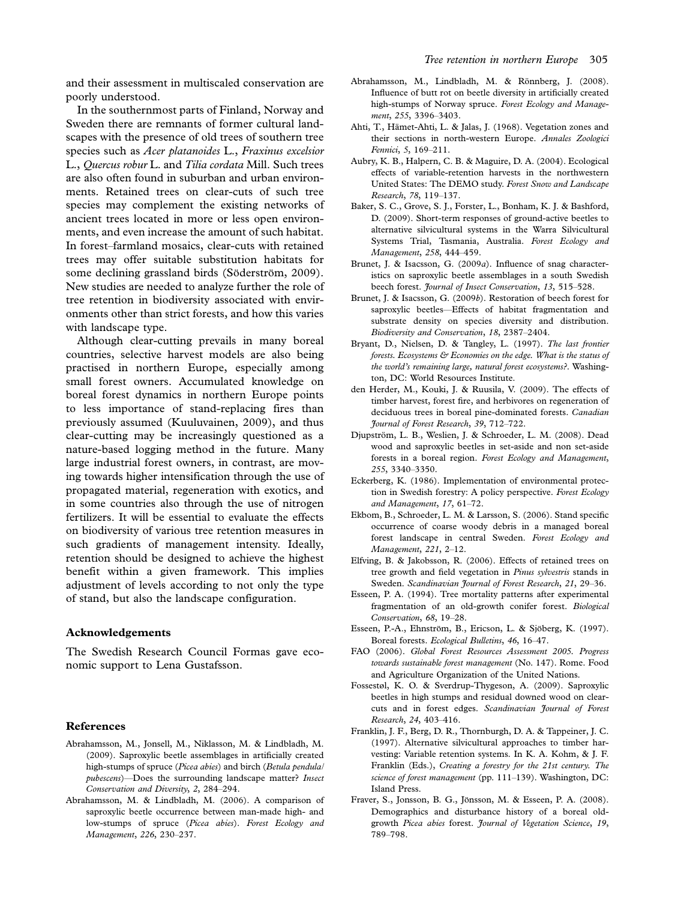and their assessment in multiscaled conservation are poorly understood.

In the southernmost parts of Finland, Norway and Sweden there are remnants of former cultural landscapes with the presence of old trees of southern tree species such as *Acer platanoides* L., *Fraxinus excelsior* L., *Quercus robur* L. and *Tilia cordata* Mill. Such trees are also often found in suburban and urban environments. Retained trees on clear-cuts of such tree species may complement the existing networks of ancient trees located in more or less open environments, and even increase the amount of such habitat. In forest–farmland mosaics, clear-cuts with retained trees may offer suitable substitution habitats for some declining grassland birds (Söderström, 2009). New studies are needed to analyze further the role of tree retention in biodiversity associated with environments other than strict forests, and how this varies with landscape type.

Although clear-cutting prevails in many boreal countries, selective harvest models are also being practised in northern Europe, especially among small forest owners. Accumulated knowledge on boreal forest dynamics in northern Europe points to less importance of stand-replacing fires than previously assumed (Kuuluvainen, 2009), and thus clear-cutting may be increasingly questioned as a nature-based logging method in the future. Many large industrial forest owners, in contrast, are moving towards higher intensification through the use of propagated material, regeneration with exotics, and in some countries also through the use of nitrogen fertilizers. It will be essential to evaluate the effects on biodiversity of various tree retention measures in such gradients of management intensity. Ideally, retention should be designed to achieve the highest benefit within a given framework. This implies adjustment of levels according to not only the type of stand, but also the landscape configuration.

## Acknowledgements

The Swedish Research Council Formas gave economic support to Lena Gustafsson.

## References

Abrahamsson, M., Jonsell, M., Niklasson, M. & Lindbladh, M. (2009). Saproxylic beetle assemblages in artificially created high-stumps of spruce (*Picea abies*) and birch (*Betula pendula/pubescens*)—Does the surrounding landscape matter? *Insect Conservation and Diversity*, *2*, 284–294.

Abrahamsson, M. & Lindbladh, M. (2006). A comparison of saproxylic beetle occurrence between man-made high- and low-stumps of spruce (*Picea abies*). *Forest Ecology and Management*, *226*, 230–237.

Abrahamsson, M., Lindbladh, M. & Rönnberg, J. (2008). Influence of butt rot on beetle diversity in artificially created high-stumps of Norway spruce. *Forest Ecology and Management*, *255*, 3396–3403.

Ahti, T., Hämet-Ahti, L. & Jalas, J. (1968). Vegetation zones and their sections in north-western Europe. *Annales Zoologici Fennici*, *5*, 169–211.

Aubry, K. B., Halpern, C. B. & Maguire, D. A. (2004). Ecological effects of variable-retention harvests in the northwestern United States: The DEMO study. *Forest Snow and Landscape Research*, *78*, 119–137.

Baker, S. C., Grove, S. J., Forster, L., Bonham, K. J. & Bashford, D. (2009). Short-term responses of ground-active beetles to alternative silvicultural systems in the Warra Silvicultural Systems Trial, Tasmania, Australia. *Forest Ecology and Management*, *258*, 444–459.

Brunet, J. & Isacsson, G. (2009*a*). Influence of snag characteristics on saproxylic beetle assemblages in a south Swedish beech forest. *Journal of Insect Conservation*, *13*, 515–528.

Brunet, J. & Isacsson, G. (2009*b*). Restoration of beech forest for saproxylic beetles—Effects of habitat fragmentation and substrate density on species diversity and distribution. *Biodiversity and Conservation*, *18*, 2387–2404.

Bryant, D., Nielsen, D. & Tangley, L. (1997). *The last frontier forests. Ecosystems & Economies on the edge. What is the status of the world's remaining large, natural forest ecosystems?*. Washington, DC: World Resources Institute.

den Herder, M., Kouki, J. & Ruusila, V. (2009). The effects of timber harvest, forest fire, and herbivores on regeneration of deciduous trees in boreal pine-dominated forests. *Canadian Journal of Forest Research*, *39*, 712–722.

Djupström, L. B., Weslien, J. & Schroeder, L. M. (2008). Dead wood and saproxylic beetles in set-aside and non set-aside forests in a boreal region. *Forest Ecology and Management*, *255*, 3340–3350.

Eckerberg, K. (1986). Implementation of environmental protection in Swedish forestry: A policy perspective. *Forest Ecology and Management*, *17*, 61–72.

Ekbom, B., Schroeder, L. M. & Larsson, S. (2006). Stand specific occurrence of coarse woody debris in a managed boreal forest landscape in central Sweden. *Forest Ecology and Management*, *221*, 2–12.

Elfving, B. & Jakobsson, R. (2006). Effects of retained trees on tree growth and field vegetation in *Pinus sylvestris* stands in Sweden. *Scandinavian Journal of Forest Research*, *21*, 29–36.

Esseen, P. A. (1994). Tree mortality patterns after experimental fragmentation of an old-growth conifer forest. *Biological Conservation*, *68*, 19–28.

Esseen, P.-A., Ehnström, B., Ericson, L. & Sjöberg, K. (1997). Boreal forests. *Ecological Bulletins*, *46*, 16–47.

FAO (2006). *Global Forest Resources Assessment 2005. Progress towards sustainable forest management* (No. 147). Rome. Food and Agriculture Organization of the United Nations.

Fossestøl, K. O. & Sverdrup-Thygeson, A. (2009). Saproxylic beetles in high stumps and residual downed wood on clear-cuts and in forest edges. *Scandinavian Journal of Forest Research*, *24*, 403–416.

Franklin, J. F., Berg, D. R., Thornburgh, D. A. & Tappeiner, J. C. (1997). Alternative silvicultural approaches to timber harvesting: Variable retention systems. In K. A. Kohm, & J. F. Franklin (Eds.), *Creating a forestry for the 21st century. The science of forest management* (pp. 111–139). Washington, DC: Island Press.

Fraver, S., Jonsson, B. G., Jönsson, M. & Esseen, P. A. (2008). Demographics and disturbance history of a boreal old-growth *Picea abies* forest. *Journal of Vegetation Science*, *19*, 789–798.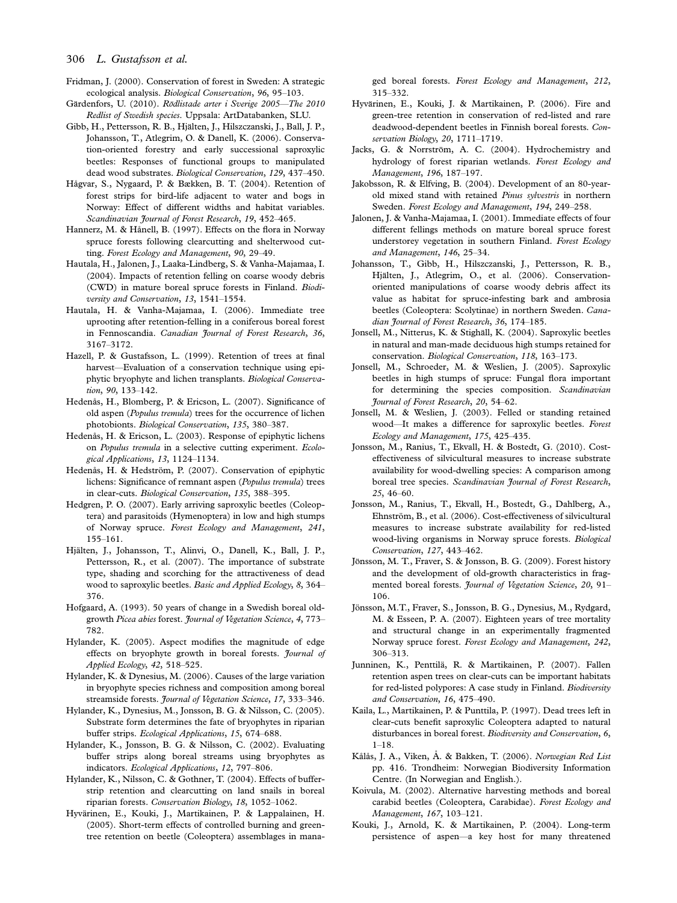Fridman, J. (2000). Conservation of forest in Sweden: A strategic ecological analysis. *Biological Conservation*, *96*, 95–103.

Gärdenfors, U. (2010). *Rödlistade arter i Sverige 2005—The 2010 Redlist of Swedish species*. Uppsala: ArtDatabanken, SLU.

Gibb, H., Pettersson, R. B., Hjältén, J., Hilszczanski, J., Ball, J. P., Johansson, T., Atlegrim, O. & Danell, K. (2006). Conservation-oriented forestry and early successional saproxylic beetles: Responses of functional groups to manipulated dead wood substrates. *Biological Conservation*, *129*, 437–450.

Hågvar, S., Nygaard, P. & Bækken, B. T. (2004). Retention of forest strips for bird-life adjacent to water and bogs in Norway: Effect of different widths and habitat variables. *Scandinavian Journal of Forest Research*, *19*, 452–465.

Hannerz, M. & Hånell, B. (1997). Effects on the flora in Norway spruce forests following clearcutting and shelterwood cutting. *Forest Ecology and Management*, *90*, 29–49.

Hautala, H., Jalonen, J., Laaka-Lindberg, S. & Vanha-Majamaa, I. (2004). Impacts of retention felling on coarse woody debris (CWD) in mature boreal spruce forests in Finland. *Biodiversity and Conservation*, *13*, 1541–1554.

Hautala, H. & Vanha-Majamaa, I. (2006). Immediate tree uprooting after retention-felling in a coniferous boreal forest in Fennoscandia. *Canadian Journal of Forest Research*, *36*, 3167–3172.

Hazell, P. & Gustafsson, L. (1999). Retention of trees at final harvest—Evaluation of a conservation technique using epiphytic bryophyte and lichen transplants. *Biological Conservation*, *90*, 133–142.

Hedenås, H., Blomberg, P. & Ericson, L. (2007). Significance of old aspen (*Populus tremula*) trees for the occurrence of lichen photobionts. *Biological Conservation*, *135*, 380–387.

Hedenås, H. & Ericson, L. (2003). Response of epiphytic lichens on *Populus tremula* in a selective cutting experiment. *Ecological Applications*, *13*, 1124–1134.

Hedenås, H. & Hedström, P. (2007). Conservation of epiphytic lichens: Significance of remnant aspen (*Populus tremula*) trees in clear-cuts. *Biological Conservation*, *135*, 388–395.

Hedgren, P. O. (2007). Early arriving saproxylic beetles (Coleoptera) and parasitoids (Hymenoptera) in low and high stumps of Norway spruce. *Forest Ecology and Management*, *241*, 155–161.

Hjälten, J., Johansson, T., Alinvi, O., Danell, K., Ball, J. P., Pettersson, R., et al. (2007). The importance of substrate type, shading and scorching for the attractiveness of dead wood to saproxylic beetles. *Basic and Applied Ecology*, *8*, 364–376.

Hofgaard, A. (1993). 50 years of change in a Swedish boreal old-growth *Picea abies* forest. *Journal of Vegetation Science*, *4*, 773–782.

Hylander, K. (2005). Aspect modifies the magnitude of edge effects on bryophyte growth in boreal forests. *Journal of Applied Ecology*, *42*, 518–525.

Hylander, K. & Dynesius, M. (2006). Causes of the large variation in bryophyte species richness and composition among boreal streamside forests. *Journal of Vegetation Science*, *17*, 333–346.

Hylander, K., Dynesius, M., Jonsson, B. G. & Nilsson, C. (2005). Substrate form determines the fate of bryophytes in riparian buffer strips. *Ecological Applications*, *15*, 674–688.

Hylander, K., Jonsson, B. G. & Nilsson, C. (2002). Evaluating buffer strips along boreal streams using bryophytes as indicators. *Ecological Applications*, *12*, 797–806.

Hylander, K., Nilsson, C. & Gothner, T. (2004). Effects of buffer-strip retention and clearcutting on land snails in boreal riparian forests. *Conservation Biology*, *18*, 1052–1062.

Hyvärinen, E., Kouki, J., Martikainen, P. & Lappalainen, H. (2005). Short-term effects of controlled burning and green-tree retention on beetle (Coleoptera) assemblages in managed boreal forests. *Forest Ecology and Management*, *212*, 315–332.

Hyvärinen, E., Kouki, J. & Martikainen, P. (2006). Fire and green-tree retention in conservation of red-listed and rare deadwood-dependent beetles in Finnish boreal forests. *Conservation Biology*, *20*, 1711–1719.

Jacks, G. & Norrström, A. C. (2004). Hydrochemistry and hydrology of forest riparian wetlands. *Forest Ecology and Management*, *196*, 187–197.

Jakobsson, R. & Elfving, B. (2004). Development of an 80-year-old mixed stand with retained *Pinus sylvestris* in northern Sweden. *Forest Ecology and Management*, *194*, 249–258.

Jalonen, J. & Vanha-Majamaa, I. (2001). Immediate effects of four different fellings methods on mature boreal spruce forest understorey vegetation in southern Finland. *Forest Ecology and Management*, *146*, 25–34.

Johansson, T., Gibb, H., Hilszczanski, J., Pettersson, R. B., Hjältén, J., Atlegrim, O., et al. (2006). Conservation-oriented manipulations of coarse woody debris affect its value as habitat for spruce-infesting bark and ambrosia beetles (Coleoptera: Scolytinae) in northern Sweden. *Canadian Journal of Forest Research*, *36*, 174–185.

Jonsell, M., Nitterus, K. & Stighäll, K. (2004). Saproxylic beetles in natural and man-made deciduous high stumps retained for conservation. *Biological Conservation*, *118*, 163–173.

Jonsell, M., Schroeder, M. & Weslien, J. (2005). Saproxylic beetles in high stumps of spruce: Fungal flora important for determining the species composition. *Scandinavian Journal of Forest Research*, *20*, 54–62.

Jonsell, M. & Weslien, J. (2003). Felled or standing retained wood—It makes a difference for saproxylic beetles. *Forest Ecology and Management*, *175*, 425–435.

Jonsson, M., Ranius, T., Ekvall, H. & Bostedt, G. (2010). Cost-effectiveness of silvicultural measures to increase substrate availability for wood-dwelling species: A comparison among boreal tree species. *Scandinavian Journal of Forest Research*, *25*, 46–60.

Jonsson, M., Ranius, T., Ekvall, H., Bostedt, G., Dahlberg, A., Ehnström, B., et al. (2006). Cost-effectiveness of silvicultural measures to increase substrate availability for red-listed wood-living organisms in Norway spruce forests. *Biological Conservation*, *127*, 443–462.

Jönsson, M. T., Fraver, S. & Jonsson, B. G. (2009). Forest history and the development of old-growth characteristics in fragmented boreal forests. *Journal of Vegetation Science*, *20*, 91–106.

Jönsson, M.T., Fraver, S., Jonsson, B. G., Dynesius, M., Rydgard, M. & Esseen, P. A. (2007). Eighteen years of tree mortality and structural change in an experimentally fragmented Norway spruce forest. *Forest Ecology and Management*, *242*, 306–313.

Junninen, K., Penttilä, R. & Martikainen, P. (2007). Fallen retention aspen trees on clear-cuts can be important habitats for red-listed polypores: A case study in Finland. *Biodiversity and Conservation*, *16*, 475–490.

Kaila, L., Martikainen, P. & Punttila, P. (1997). Dead trees left in clear-cuts benefit saproxylic Coleoptera adapted to natural disturbances in boreal forest. *Biodiversity and Conservation*, *6*, 1–18.

Kålås, J. A., Viken, Å. & Bakken, T. (2006). *Norwegian Red List* pp. 416. Trondheim: Norwegian Biodiversity Information Centre. (In Norwegian and English.).

Koivula, M. (2002). Alternative harvesting methods and boreal carabid beetles (Coleoptera, Carabidae). *Forest Ecology and Management*, *167*, 103–121.

Kouki, J., Arnold, K. & Martikainen, P. (2004). Long-term persistence of aspen—a key host for many threatened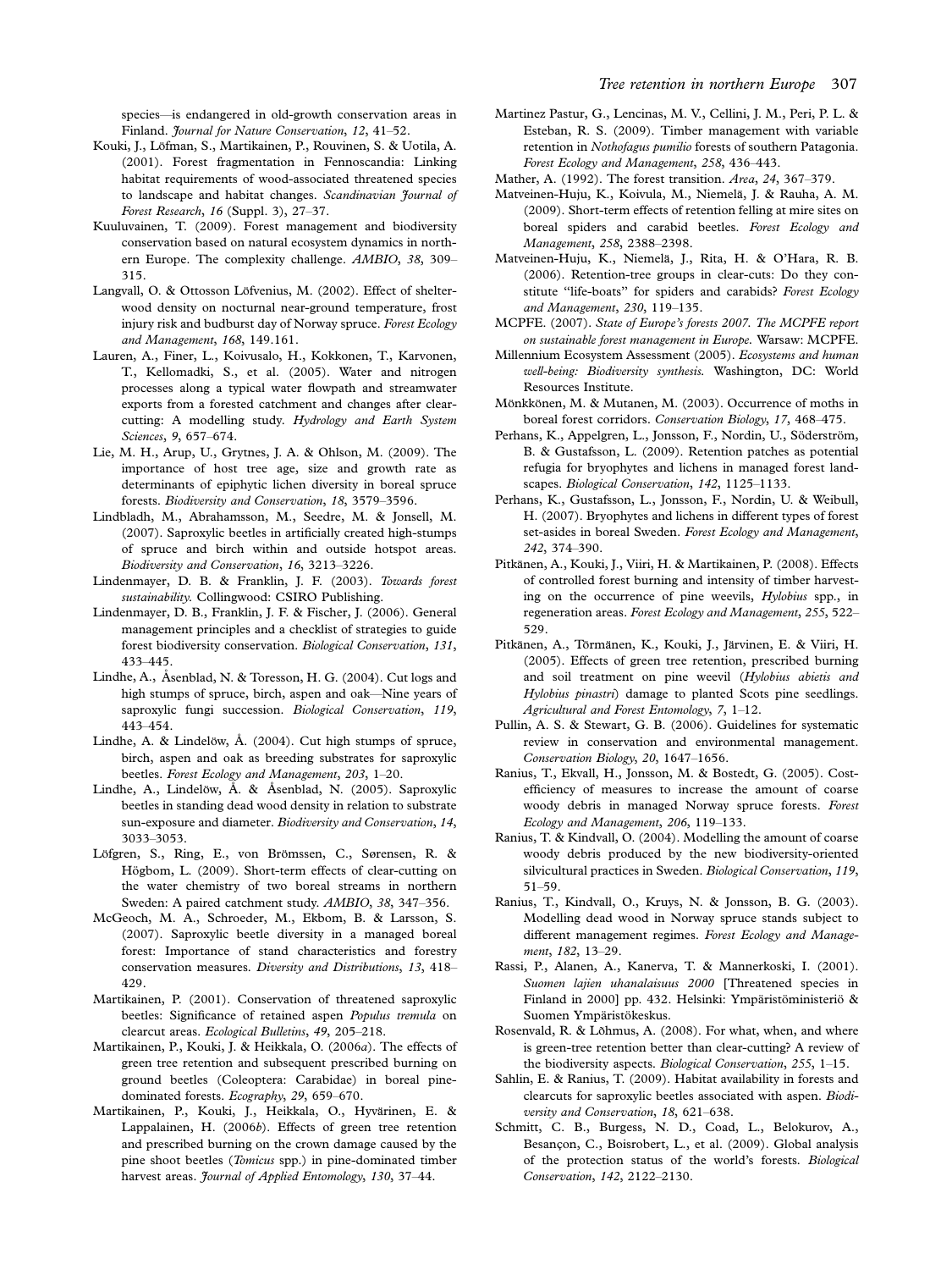species—is endangered in old-growth conservation areas in Finland. *Journal for Nature Conservation*, *12*, 41–52.

Kouki, J., Löfman, S., Martikainen, P., Rouvinen, S. & Uotila, A. (2001). Forest fragmentation in Fennoscandia: Linking habitat requirements of wood-associated threatened species to landscape and habitat changes. *Scandinavian Journal of Forest Research*, *16* (Suppl. 3), 27–37.

Kuuluvainen, T. (2009). Forest management and biodiversity conservation based on natural ecosystem dynamics in northern Europe. The complexity challenge. *AMBIO*, *38*, 309–315.

Langvall, O. & Ottosson Löfvenius, M. (2002). Effect of shelterwood density on nocturnal near-ground temperature, frost injury risk and budburst day of Norway spruce. *Forest Ecology and Management*, *168*, 149.161.

Lauren, A., Finer, L., Koivusalo, H., Kokkonen, T., Karvonen, T., Kellomadki, S., et al. (2005). Water and nitrogen processes along a typical water flowpath and streamwater exports from a forested catchment and changes after clear-cutting: A modelling study. *Hydrology and Earth System Sciences*, *9*, 657–674.

Lie, M. H., Arup, U., Grytnes, J. A. & Ohlson, M. (2009). The importance of host tree age, size and growth rate as determinants of epiphytic lichen diversity in boreal spruce forests. *Biodiversity and Conservation*, *18*, 3579–3596.

Lindbladh, M., Abrahamsson, M., Seedre, M. & Jonsell, M. (2007). Saproxylic beetles in artificially created high-stumps of spruce and birch within and outside hotspot areas. *Biodiversity and Conservation*, *16*, 3213–3226.

Lindenmayer, D. B. & Franklin, J. F. (2003). *Towards forest sustainability.* Collingwood: CSIRO Publishing.

Lindenmayer, D. B., Franklin, J. F. & Fischer, J. (2006). General management principles and a checklist of strategies to guide forest biodiversity conservation. *Biological Conservation*, *131*, 433–445.

Lindhe, A., Åsenblad, N. & Toresson, H. G. (2004). Cut logs and high stumps of spruce, birch, aspen and oak—Nine years of saproxylic fungi succession. *Biological Conservation*, *119*, 443–454.

Lindhe, A. & Lindelöw, Å. (2004). Cut high stumps of spruce, birch, aspen and oak as breeding substrates for saproxylic beetles. *Forest Ecology and Management*, *203*, 1–20.

Lindhe, A., Lindelöw, Å. & Åsenblad, N. (2005). Saproxylic beetles in standing dead wood density in relation to substrate sun-exposure and diameter. *Biodiversity and Conservation*, *14*, 3033–3053.

Löfgren, S., Ring, E., von Brömssen, C., Sørensen, R. & Högbom, L. (2009). Short-term effects of clear-cutting on the water chemistry of two boreal streams in northern Sweden: A paired catchment study. *AMBIO*, *38*, 347–356.

McGeoch, M. A., Schroeder, M., Ekbom, B. & Larsson, S. (2007). Saproxylic beetle diversity in a managed boreal forest: Importance of stand characteristics and forestry conservation measures. *Diversity and Distributions*, *13*, 418–429.

Martikainen, P. (2001). Conservation of threatened saproxylic beetles: Significance of retained aspen *Populus tremula* on clearcut areas. *Ecological Bulletins*, *49*, 205–218.

Martikainen, P., Kouki, J. & Heikkala, O. (2006*a*). The effects of green tree retention and subsequent prescribed burning on ground beetles (Coleoptera: Carabidae) in boreal pine-dominated forests. *Ecography*, *29*, 659–670.

Martikainen, P., Kouki, J., Heikkala, O., Hyvärinen, E. & Lappalainen, H. (2006*b*). Effects of green tree retention and prescribed burning on the crown damage caused by the pine shoot beetles (*Tomicus* spp.) in pine-dominated timber harvest areas. *Journal of Applied Entomology*, *130*, 37–44.

Martinez Pastur, G., Lencinas, M. V., Cellini, J. M., Peri, P. L. & Esteban, R. S. (2009). Timber management with variable retention in *Nothofagus pumilio* forests of southern Patagonia. *Forest Ecology and Management*, *258*, 436–443.

Mather, A. (1992). The forest transition. *Area*, *24*, 367–379.

Matveinen-Huju, K., Koivula, M., Niemelä, J. & Rauha, A. M. (2009). Short-term effects of retention felling at mire sites on boreal spiders and carabid beetles. *Forest Ecology and Management*, *258*, 2388–2398.

Matveinen-Huju, K., Niemelä, J., Rita, H. & O'Hara, R. B. (2006). Retention-tree groups in clear-cuts: Do they constitute "life-boats" for spiders and carabids? *Forest Ecology and Management*, *230*, 119–135.

MCPFE. (2007). *State of Europe's forests 2007. The MCPFE report on sustainable forest management in Europe.* Warsaw: MCPFE.

Millennium Ecosystem Assessment (2005). *Ecosystems and human well-being: Biodiversity synthesis.* Washington, DC: World Resources Institute.

Mönkkönen, M. & Mutanen, M. (2003). Occurrence of moths in boreal forest corridors. *Conservation Biology*, *17*, 468–475.

Perhans, K., Appelgren, L., Jonsson, F., Nordin, U., Söderström, B. & Gustafsson, L. (2009). Retention patches as potential refugia for bryophytes and lichens in managed forest landscapes. *Biological Conservation*, *142*, 1125–1133.

Perhans, K., Gustafsson, L., Jonsson, F., Nordin, U. & Weibull, H. (2007). Bryophytes and lichens in different types of forest set-asides in boreal Sweden. *Forest Ecology and Management*, *242*, 374–390.

Pitkänen, A., Kouki, J., Viiri, H. & Martikainen, P. (2008). Effects of controlled forest burning and intensity of timber harvesting on the occurrence of pine weevils, *Hylobius* spp., in regeneration areas. *Forest Ecology and Management*, *255*, 522–529.

Pitkänen, A., Törmänen, K., Kouki, J., Järvinen, E. & Viiri, H. (2005). Effects of green tree retention, prescribed burning and soil treatment on pine weevil (*Hylobius abietis and Hylobius pinastri*) damage to planted Scots pine seedlings. *Agricultural and Forest Entomology*, *7*, 1–12.

Pullin, A. S. & Stewart, G. B. (2006). Guidelines for systematic review in conservation and environmental management. *Conservation Biology*, *20*, 1647–1656.

Ranius, T., Ekvall, H., Jonsson, M. & Bostedt, G. (2005). Cost-efficiency of measures to increase the amount of coarse woody debris in managed Norway spruce forests. *Forest Ecology and Management*, *206*, 119–133.

Ranius, T. & Kindvall, O. (2004). Modelling the amount of coarse woody debris produced by the new biodiversity-oriented silvicultural practices in Sweden. *Biological Conservation*, *119*, 51–59.

Ranius, T., Kindvall, O., Kruys, N. & Jonsson, B. G. (2003). Modelling dead wood in Norway spruce stands subject to different management regimes. *Forest Ecology and Management*, *182*, 13–29.

Rassi, P., Alanen, A., Kanerva, T. & Mannerkoski, I. (2001). *Suomen lajien uhanalaisuus 2000* [Threatened species in Finland in 2000] pp. 432. Helsinki: Ympäristöministeriö & Suomen Ympäristökeskus.

Rosenvald, R. & Lõhmus, A. (2008). For what, when, and where is green-tree retention better than clear-cutting? A review of the biodiversity aspects. *Biological Conservation*, *255*, 1–15.

Sahlin, E. & Ranius, T. (2009). Habitat availability in forests and clearcuts for saproxylic beetles associated with aspen. *Biodiversity and Conservation*, *18*, 621–638.

Schmitt, C. B., Burgess, N. D., Coad, L., Belokurov, A., Besançon, C., Boisrobert, L., et al. (2009). Global analysis of the protection status of the world's forests. *Biological Conservation*, *142*, 2122–2130.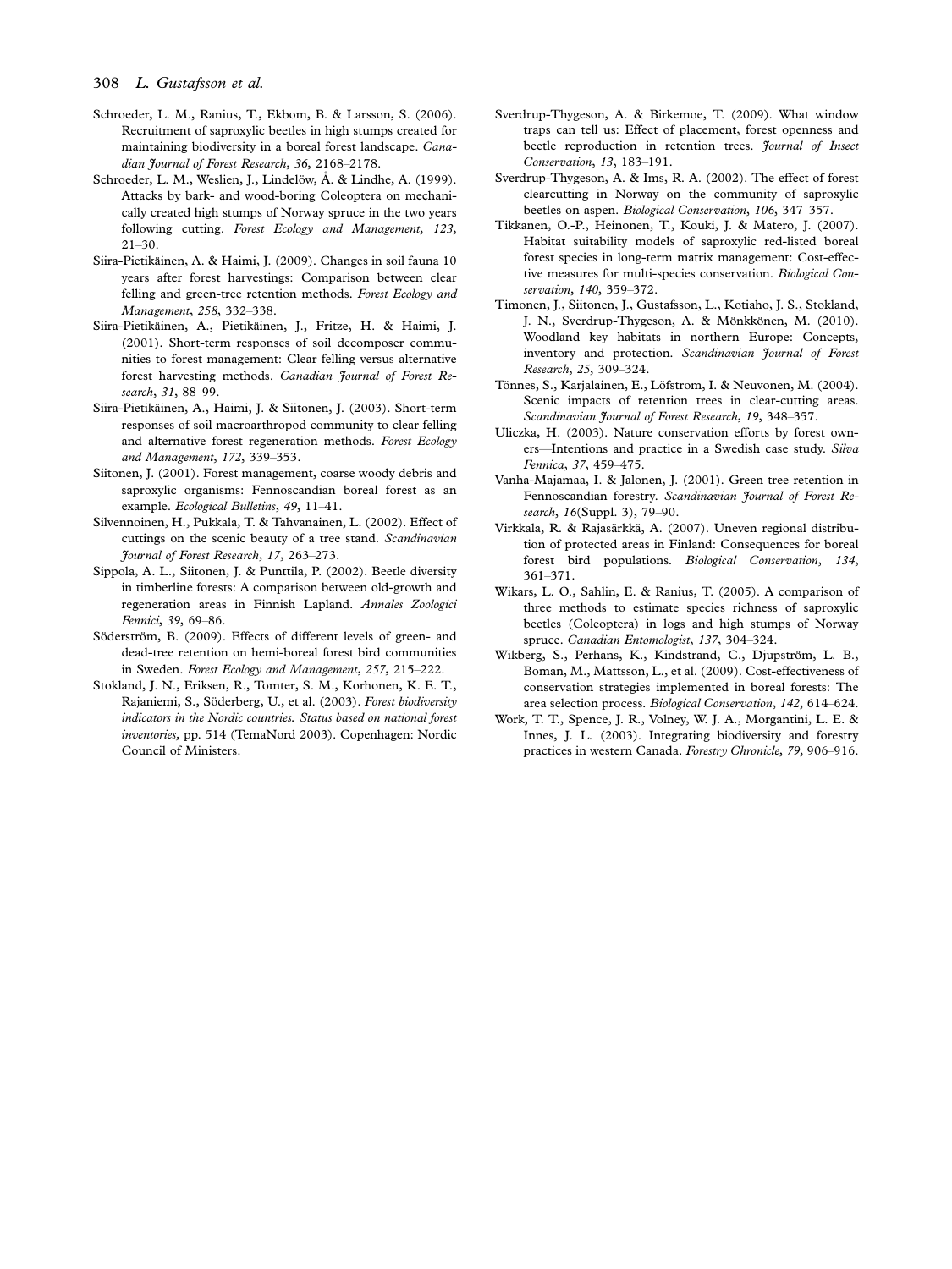Schroeder, L. M., Ranius, T., Ekbom, B. & Larsson, S. (2006). Recruitment of saproxylic beetles in high stumps created for maintaining biodiversity in a boreal forest landscape. *Canadian Journal of Forest Research*, *36*, 2168–2178.

Schroeder, L. M., Weslien, J., Lindelöw, Å. & Lindhe, A. (1999). Attacks by bark- and wood-boring Coleoptera on mechanically created high stumps of Norway spruce in the two years following cutting. *Forest Ecology and Management*, *123*, 21–30.

Siira-Pietikäinen, A. & Haimi, J. (2009). Changes in soil fauna 10 years after forest harvestings: Comparison between clear felling and green-tree retention methods. *Forest Ecology and Management*, *258*, 332–338.

Siira-Pietikäinen, A., Pietikäinen, J., Fritze, H. & Haimi, J. (2001). Short-term responses of soil decomposer communities to forest management: Clear felling versus alternative forest harvesting methods. *Canadian Journal of Forest Research*, *31*, 88–99.

Siira-Pietikäinen, A., Haimi, J. & Siitonen, J. (2003). Short-term responses of soil macroarthropod community to clear felling and alternative forest regeneration methods. *Forest Ecology and Management*, *172*, 339–353.

Siitonen, J. (2001). Forest management, coarse woody debris and saproxylic organisms: Fennoscandian boreal forest as an example. *Ecological Bulletins*, *49*, 11–41.

Silvennoinen, H., Pukkala, T. & Tahvanainen, L. (2002). Effect of cuttings on the scenic beauty of a tree stand. *Scandinavian Journal of Forest Research*, *17*, 263–273.

Sippola, A. L., Siitonen, J. & Punttila, P. (2002). Beetle diversity in timberline forests: A comparison between old-growth and regeneration areas in Finnish Lapland. *Annales Zoologici Fennici*, *39*, 69–86.

Söderström, B. (2009). Effects of different levels of green- and dead-tree retention on hemi-boreal forest bird communities in Sweden. *Forest Ecology and Management*, *257*, 215–222.

Stokland, J. N., Eriksen, R., Tomter, S. M., Korhonen, K. E. T., Rajaniemi, S., Söderberg, U., et al. (2003). *Forest biodiversity indicators in the Nordic countries. Status based on national forest inventories,* pp. 514 (TemaNord 2003). Copenhagen: Nordic Council of Ministers.

Sverdrup-Thygeson, A. & Birkemoe, T. (2009). What window traps can tell us: Effect of placement, forest openness and beetle reproduction in retention trees. *Journal of Insect Conservation*, *13*, 183–191.

Sverdrup-Thygeson, A. & Ims, R. A. (2002). The effect of forest clearcutting in Norway on the community of saproxylic beetles on aspen. *Biological Conservation*, *106*, 347–357.

Tikkanen, O.-P., Heinonen, T., Kouki, J. & Matero, J. (2007). Habitat suitability models of saproxylic red-listed boreal forest species in long-term matrix management: Cost-effective measures for multi-species conservation. *Biological Conservation*, *140*, 359–372.

Timonen, J., Siitonen, J., Gustafsson, L., Kotiaho, J. S., Stokland, J. N., Sverdrup-Thygeson, A. & Mönkkönen, M. (2010). Woodland key habitats in northern Europe: Concepts, inventory and protection. *Scandinavian Journal of Forest Research*, *25*, 309–324.

Tönnes, S., Karjalainen, E., Löfstrom, I. & Neuvonen, M. (2004). Scenic impacts of retention trees in clear-cutting areas. *Scandinavian Journal of Forest Research*, *19*, 348–357.

Uliczka, H. (2003). Nature conservation efforts by forest owners—Intentions and practice in a Swedish case study. *Silva Fennica*, *37*, 459–475.

Vanha-Majamaa, I. & Jalonen, J. (2001). Green tree retention in Fennoscandian forestry. *Scandinavian Journal of Forest Research*, *16*(Suppl. 3), 79–90.

Virkkala, R. & Rajasärkkä, A. (2007). Uneven regional distribution of protected areas in Finland: Consequences for boreal forest bird populations. *Biological Conservation*, *134*, 361–371.

Wikars, L. O., Sahlin, E. & Ranius, T. (2005). A comparison of three methods to estimate species richness of saproxylic beetles (Coleoptera) in logs and high stumps of Norway spruce. *Canadian Entomologist*, *137*, 304–324.

Wikberg, S., Perhans, K., Kindstrand, C., Djupström, L. B., Boman, M., Mattsson, L., et al. (2009). Cost-effectiveness of conservation strategies implemented in boreal forests: The area selection process. *Biological Conservation*, *142*, 614–624.

Work, T. T., Spence, J. R., Volney, W. J. A., Morgantini, L. E. & Innes, J. L. (2003). Integrating biodiversity and forestry practices in western Canada. *Forestry Chronicle*, *79*, 906–916.